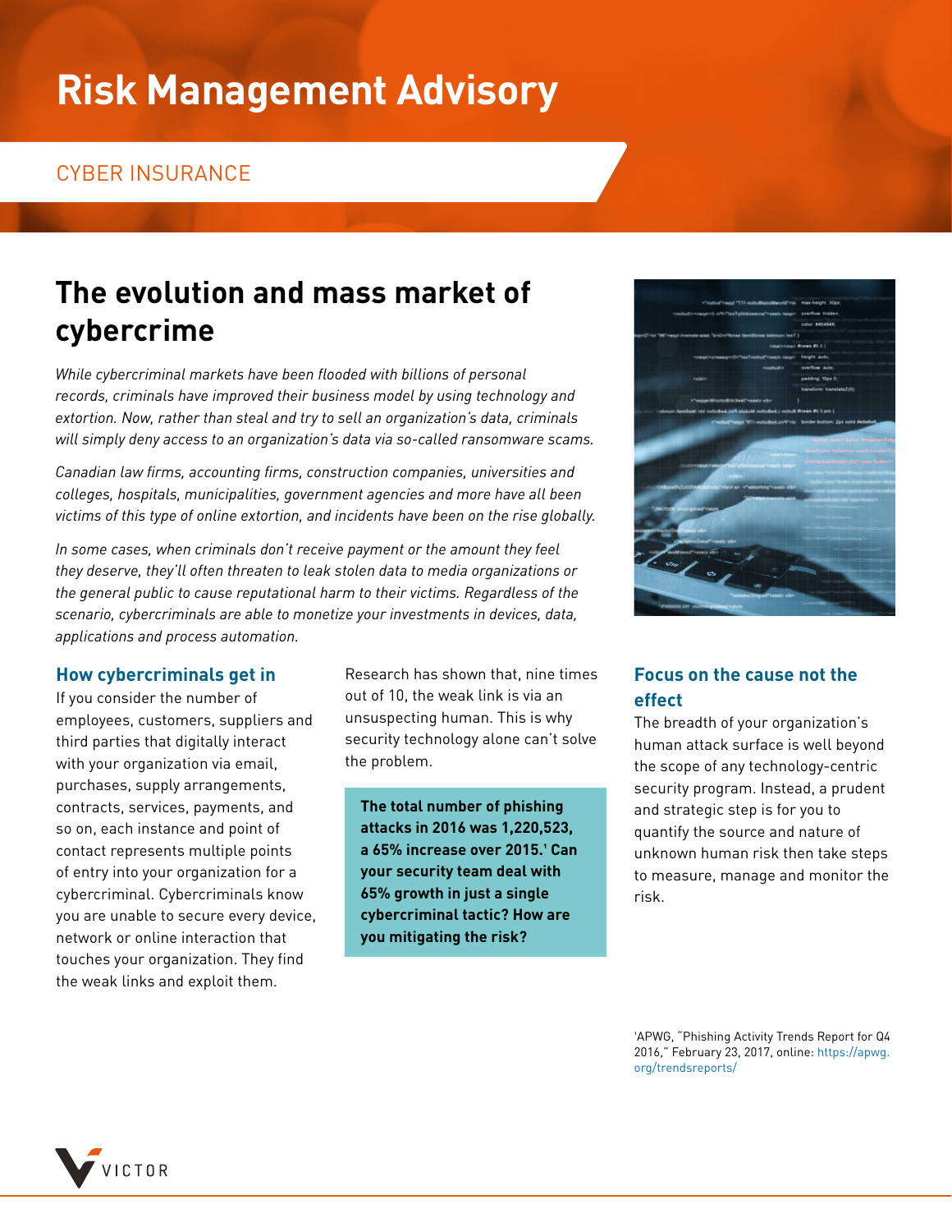# Risk Management Advisory

CYBER INSURANCE

## The evolution and mass market of cybercrime

*While cybercriminal markets have been flooded with billions of personal records, criminals have improved their business model by using technology and extortion. Now, rather than steal and try to sell an organization's data, criminals will simply deny access to an organization's data via so-called ransomware scams.*

*Canadian law firms, accounting firms, construction companies, universities and colleges, hospitals, municipalities, government agencies and more have all been victims of this type of online extortion, and incidents have been on the rise globally.*

*In some cases, when criminals don't receive payment or the amount they feel they deserve, they'll often threaten to leak stolen data to media organizations or the general public to cause reputational harm to their victims. Regardless of the scenario, cybercriminals are able to monetize your investments in devices, data, applications and process automation.*

### How cybercriminals get in

If you consider the number of employees, customers, suppliers and third parties that digitally interact with your organization via email, purchases, supply arrangements, contracts, services, payments, and so on, each instance and point of contact represents multiple points of entry into your organization for a cybercriminal. Cybercriminals know you are unable to secure every device, network or online interaction that touches your organization. They find the weak links and exploit them.

Research has shown that, nine times out of 10, the weak link is via an unsuspecting human. This is why security technology alone can't solve the problem.

**The total number of phishing attacks in 2016 was 1,220,523, a 65% increase over 2015.[1] Can your security team deal with 65% growth in just a single cybercriminal tactic? How are you mitigating the risk?**

### Focus on the cause not the effect

The breadth of your organization's human attack surface is well beyond the scope of any technology-centric security program. Instead, a prudent and strategic step is for you to quantify the source and nature of unknown human risk then take steps to measure, manage and monitor the risk.

[1]APWG, "Phishing Activity Trends Report for Q4 2016," February 23, 2017, online: https://apwg.org/trendsreports/

VICTOR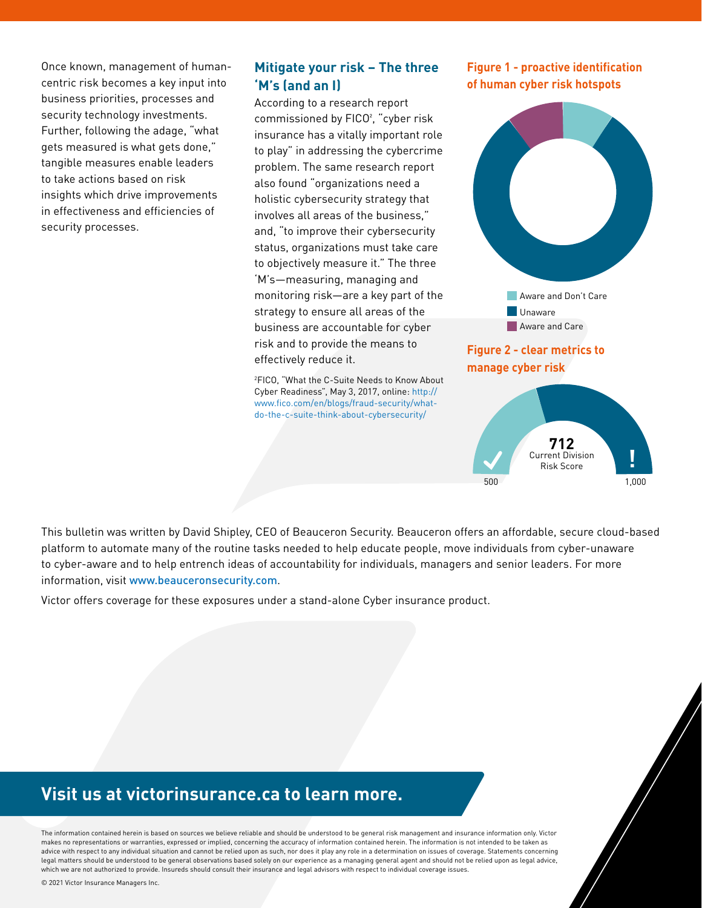Once known, management of human-centric risk becomes a key input into business priorities, processes and security technology investments. Further, following the adage, "what gets measured is what gets done," tangible measures enable leaders to take actions based on risk insights which drive improvements in effectiveness and efficiencies of security processes.

## Mitigate your risk – The three 'M's (and an I)

According to a research report commissioned by FICO[2], "cyber risk insurance has a vitally important role to play" in addressing the cybercrime problem. The same research report also found "organizations need a holistic cybersecurity strategy that involves all areas of the business," and, "to improve their cybersecurity status, organizations must take care to objectively measure it." The three 'M's—measuring, managing and monitoring risk—are a key part of the strategy to ensure all areas of the business are accountable for cyber risk and to provide the means to effectively reduce it.

[2]FICO, "What the C-Suite Needs to Know About Cyber Readiness", May 3, 2017, online: http://www.fico.com/en/blogs/fraud-security/what-do-the-c-suite-think-about-cybersecurity/

### Figure 1 - proactive identification of human cyber risk hotspots

Aware and Don't Care
Unaware
Aware and Care

### Figure 2 - clear metrics to manage cyber risk

712
Current Division Risk Score
500
1,000

This bulletin was written by David Shipley, CEO of Beauceron Security. Beauceron offers an affordable, secure cloud-based platform to automate many of the routine tasks needed to help educate people, move individuals from cyber-unaware to cyber-aware and to help entrench ideas of accountability for individuals, managers and senior leaders. For more information, visit www.beauceronsecurity.com.

Victor offers coverage for these exposures under a stand-alone Cyber insurance product.

## Visit us at victorinsurance.ca to learn more.

The information contained herein is based on sources we believe reliable and should be understood to be general risk management and insurance information only. Victor makes no representations or warranties, expressed or implied, concerning the accuracy of information contained herein. The information is not intended to be taken as advice with respect to any individual situation and cannot be relied upon as such, nor does it play any role in a determination on issues of coverage. Statements concerning legal matters should be understood to be general observations based solely on our experience as a managing general agent and should not be relied upon as legal advice, which we are not authorized to provide. Insureds should consult their insurance and legal advisors with respect to individual coverage issues.

© 2021 Victor Insurance Managers Inc.